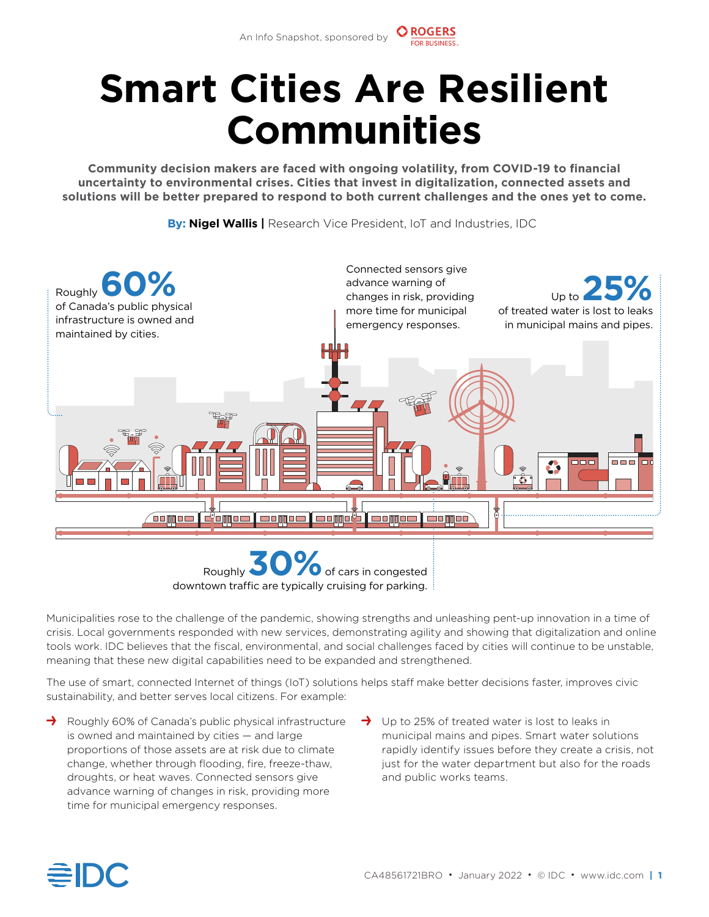An Info Snapshot, sponsored by ROGERS FOR BUSINESS

# Smart Cities Are Resilient Communities

**Community decision makers are faced with ongoing volatility, from COVID-19 to financial uncertainty to environmental crises. Cities that invest in digitalization, connected assets and solutions will be better prepared to respond to both current challenges and the ones yet to come.**

**By: Nigel Wallis** | Research Vice President, IoT and Industries, IDC

Roughly **60%** of Canada's public physical infrastructure is owned and maintained by cities.

Connected sensors give advance warning of changes in risk, providing more time for municipal emergency responses.

Up to **25%** of treated water is lost to leaks in municipal mains and pipes.

Roughly **30%** of cars in congested downtown traffic are typically cruising for parking.

Municipalities rose to the challenge of the pandemic, showing strengths and unleashing pent-up innovation in a time of crisis. Local governments responded with new services, demonstrating agility and showing that digitalization and online tools work. IDC believes that the fiscal, environmental, and social challenges faced by cities will continue to be unstable, meaning that these new digital capabilities need to be expanded and strengthened.

The use of smart, connected Internet of things (IoT) solutions helps staff make better decisions faster, improves civic sustainability, and better serves local citizens. For example:

- Roughly 60% of Canada's public physical infrastructure is owned and maintained by cities — and large proportions of those assets are at risk due to climate change, whether through flooding, fire, freeze-thaw, droughts, or heat waves. Connected sensors give advance warning of changes in risk, providing more time for municipal emergency responses.
- Up to 25% of treated water is lost to leaks in municipal mains and pipes. Smart water solutions rapidly identify issues before they create a crisis, not just for the water department but also for the roads and public works teams.

CA48561721BRO • January 2022 • © IDC • www.idc.com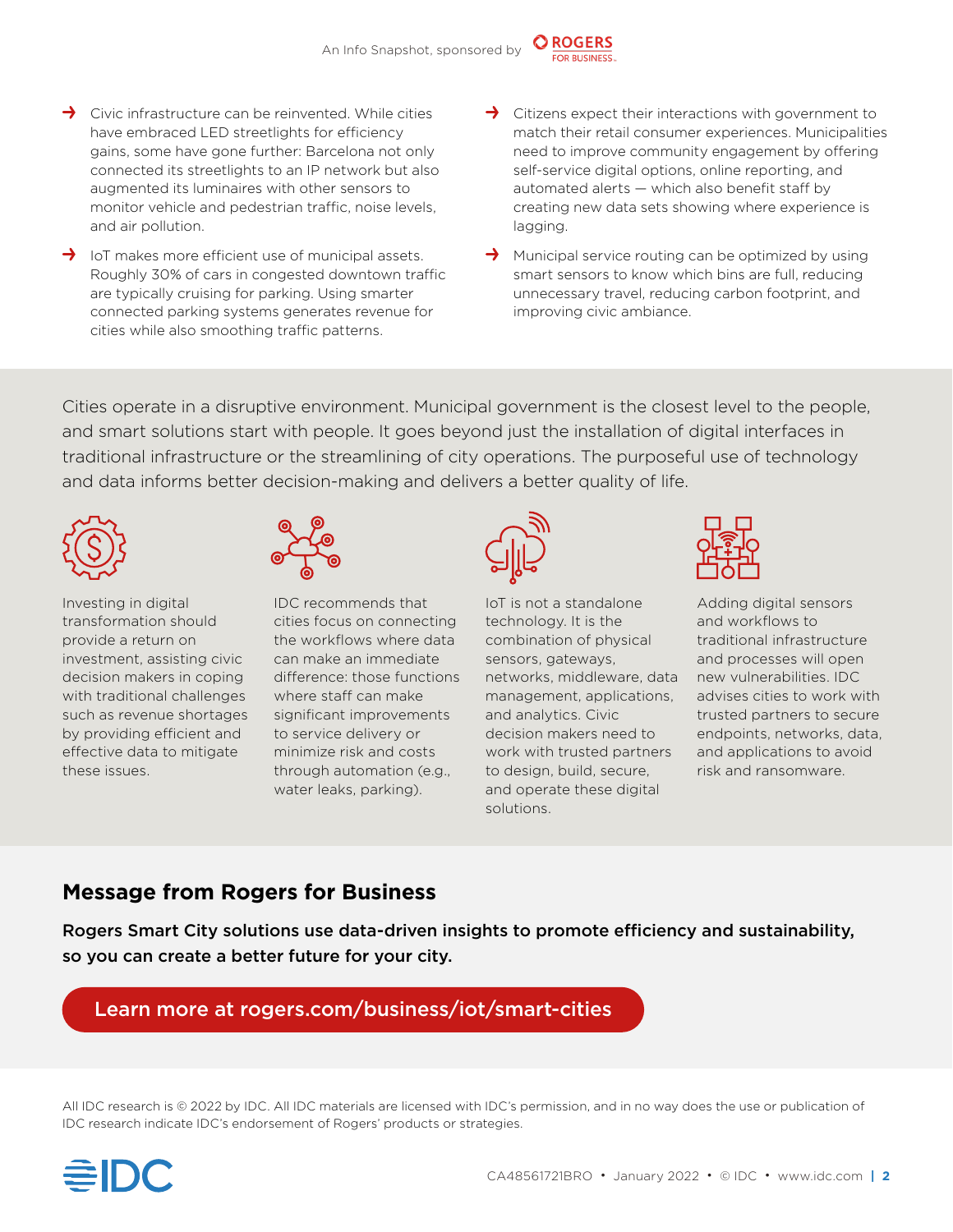- Civic infrastructure can be reinvented. While cities have embraced LED streetlights for efficiency gains, some have gone further: Barcelona not only connected its streetlights to an IP network but also augmented its luminaires with other sensors to monitor vehicle and pedestrian traffic, noise levels, and air pollution.
- IoT makes more efficient use of municipal assets. Roughly 30% of cars in congested downtown traffic are typically cruising for parking. Using smarter connected parking systems generates revenue for cities while also smoothing traffic patterns.
- Citizens expect their interactions with government to match their retail consumer experiences. Municipalities need to improve community engagement by offering self-service digital options, online reporting, and automated alerts — which also benefit staff by creating new data sets showing where experience is lagging.
- Municipal service routing can be optimized by using smart sensors to know which bins are full, reducing unnecessary travel, reducing carbon footprint, and improving civic ambiance.

Cities operate in a disruptive environment. Municipal government is the closest level to the people, and smart solutions start with people. It goes beyond just the installation of digital interfaces in traditional infrastructure or the streamlining of city operations. The purposeful use of technology and data informs better decision-making and delivers a better quality of life.

Investing in digital transformation should provide a return on investment, assisting civic decision makers in coping with traditional challenges such as revenue shortages by providing efficient and effective data to mitigate these issues.

IDC recommends that cities focus on connecting the workflows where data can make an immediate difference: those functions where staff can make significant improvements to service delivery or minimize risk and costs through automation (e.g., water leaks, parking).

IoT is not a standalone technology. It is the combination of physical sensors, gateways, networks, middleware, data management, applications, and analytics. Civic decision makers need to work with trusted partners to design, build, secure, and operate these digital solutions.

Adding digital sensors and workflows to traditional infrastructure and processes will open new vulnerabilities. IDC advises cities to work with trusted partners to secure endpoints, networks, data, and applications to avoid risk and ransomware.

## Message from Rogers for Business

**Rogers Smart City solutions use data-driven insights to promote efficiency and sustainability, so you can create a better future for your city.**

Learn more at rogers.com/business/iot/smart-cities

All IDC research is © 2022 by IDC. All IDC materials are licensed with IDC's permission, and in no way does the use or publication of IDC research indicate IDC's endorsement of Rogers' products or strategies.

CA48561721BRO • January 2022 • © IDC • www.idc.com